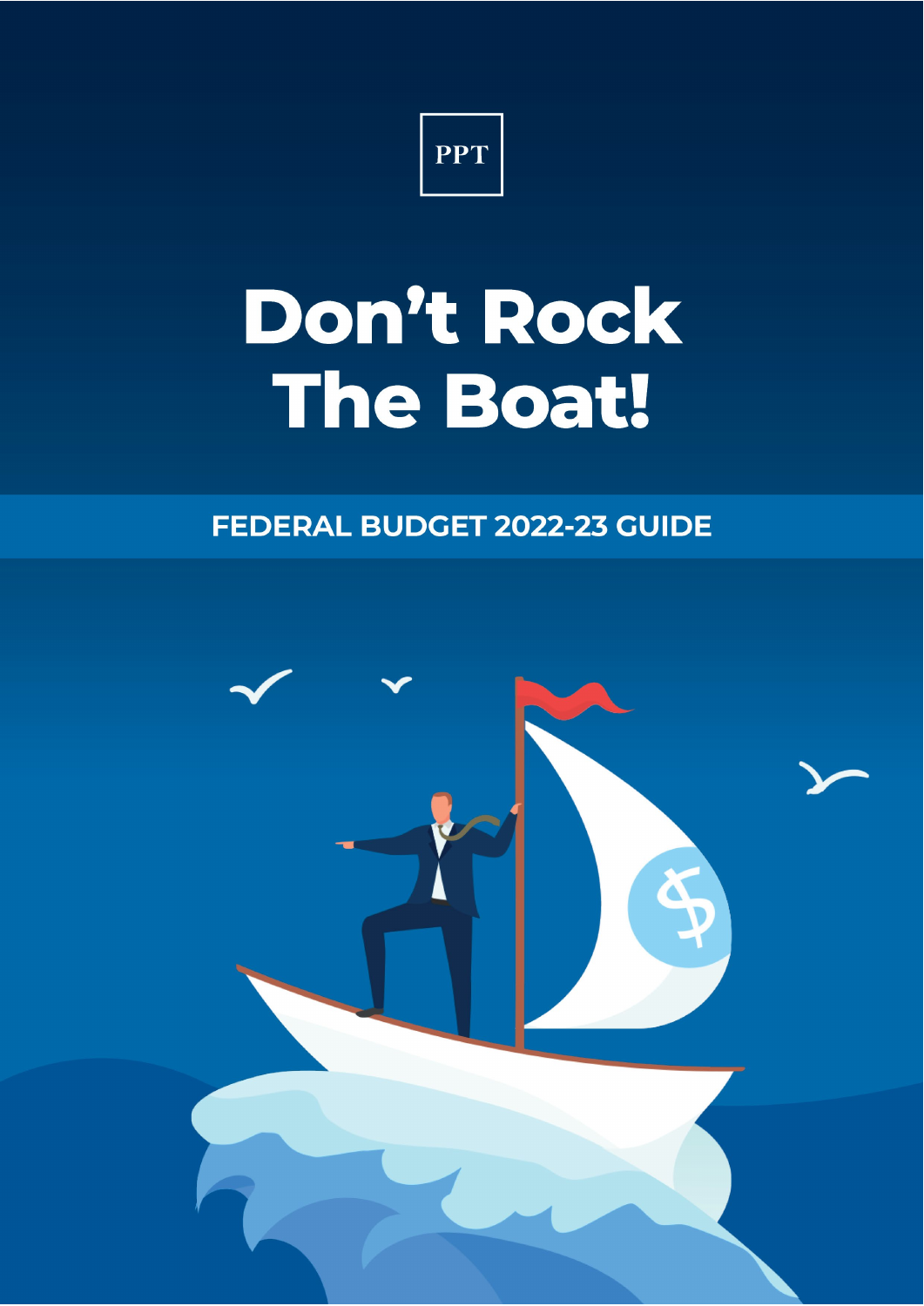PPT

# Don't Rock The Boat!

## FEDERAL BUDGET 2022-23 GUIDE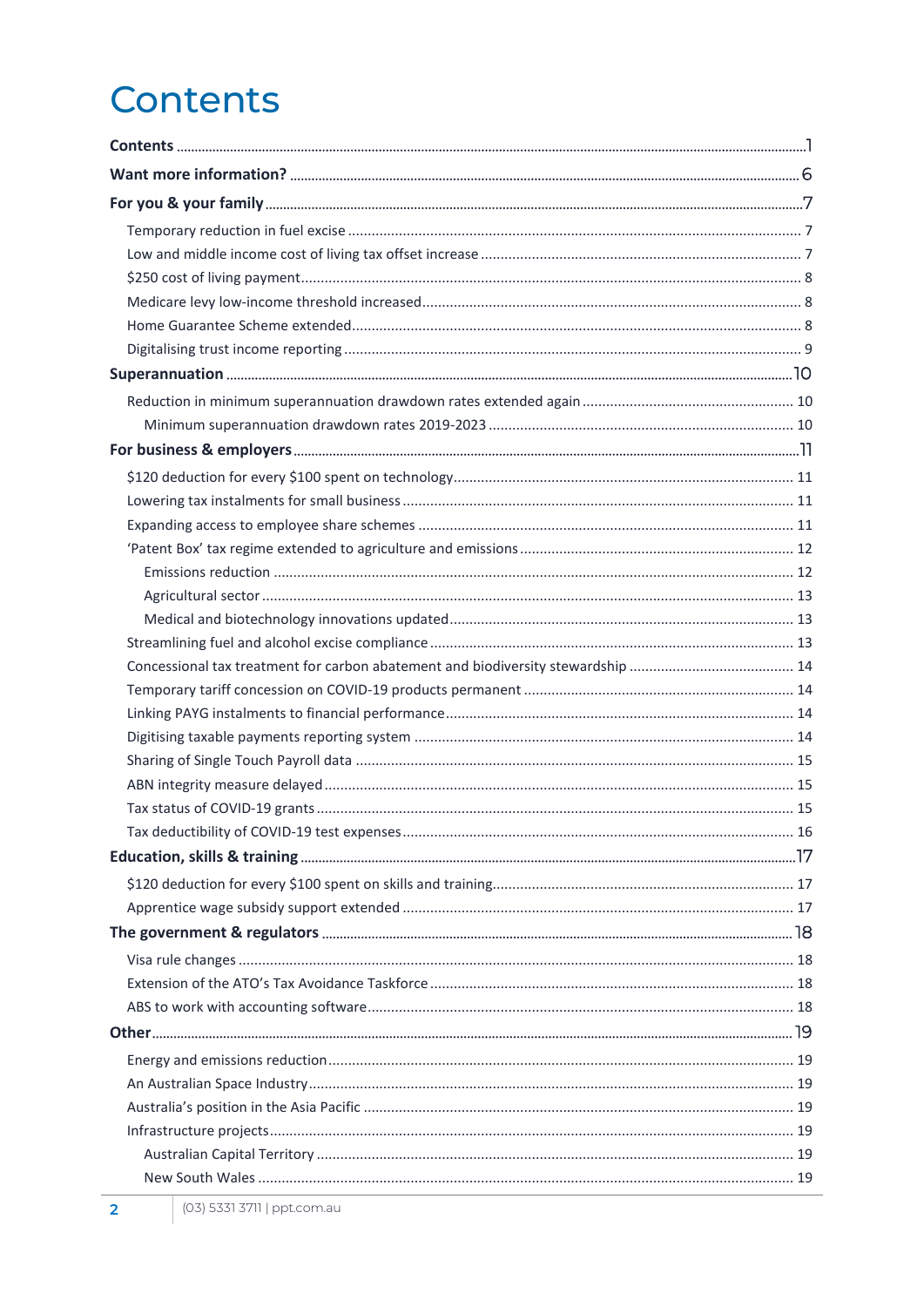# Contents

**Contents** ... 1

**Want more information?** ... 6

**For you & your family** ... 7

- Temporary reduction in fuel excise ... 7
- Low and middle income cost of living tax offset increase ... 7
- $250 cost of living payment ... 8
- Medicare levy low-income threshold increased ... 8
- Home Guarantee Scheme extended ... 8
- Digitalising trust income reporting ... 9

**Superannuation** ... 10

- Reduction in minimum superannuation drawdown rates extended again ... 10
  - Minimum superannuation drawdown rates 2019-2023 ... 10

**For business & employers** ... 11

- $120 deduction for every $100 spent on technology ... 11
- Lowering tax instalments for small business ... 11
- Expanding access to employee share schemes ... 11
- 'Patent Box' tax regime extended to agriculture and emissions ... 12
  - Emissions reduction ... 12
  - Agricultural sector ... 13
  - Medical and biotechnology innovations updated ... 13
- Streamlining fuel and alcohol excise compliance ... 13
- Concessional tax treatment for carbon abatement and biodiversity stewardship ... 14
- Temporary tariff concession on COVID-19 products permanent ... 14
- Linking PAYG instalments to financial performance ... 14
- Digitising taxable payments reporting system ... 14
- Sharing of Single Touch Payroll data ... 15
- ABN integrity measure delayed ... 15
- Tax status of COVID-19 grants ... 15
- Tax deductibility of COVID-19 test expenses ... 16

**Education, skills & training** ... 17

- $120 deduction for every $100 spent on skills and training ... 17
- Apprentice wage subsidy support extended ... 17

**The government & regulators** ... 18

- Visa rule changes ... 18
- Extension of the ATO's Tax Avoidance Taskforce ... 18
- ABS to work with accounting software ... 18

**Other** ... 19

- Energy and emissions reduction ... 19
- An Australian Space Industry ... 19
- Australia's position in the Asia Pacific ... 19
- Infrastructure projects ... 19
  - Australian Capital Territory ... 19
  - New South Wales ... 19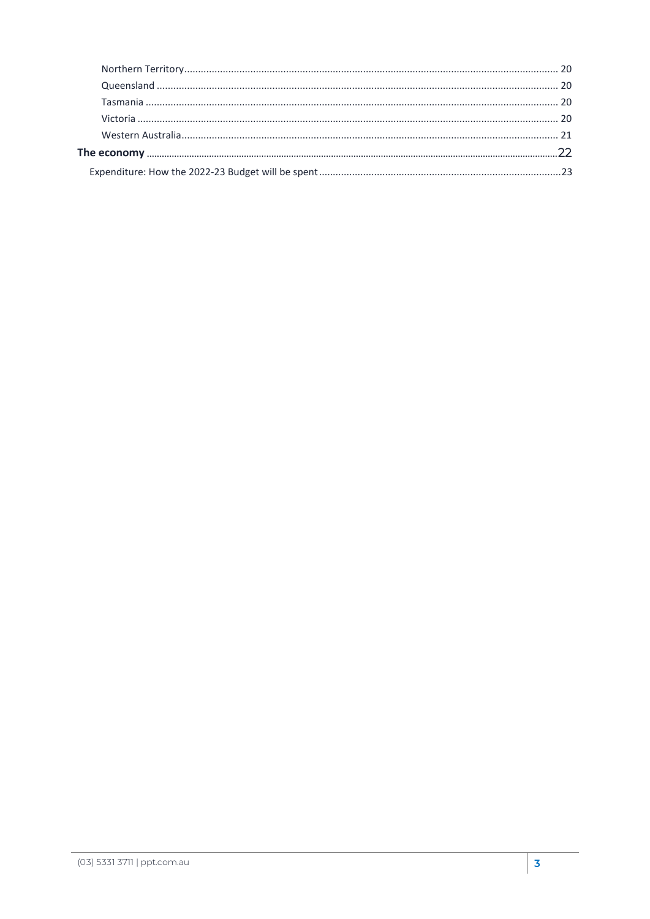Northern Territory ........ 20
Queensland ........ 20
Tasmania ........ 20
Victoria ........ 20
Western Australia ........ 21

**The economy** ........ 22

Expenditure: How the 2022-23 Budget will be spent ........ 23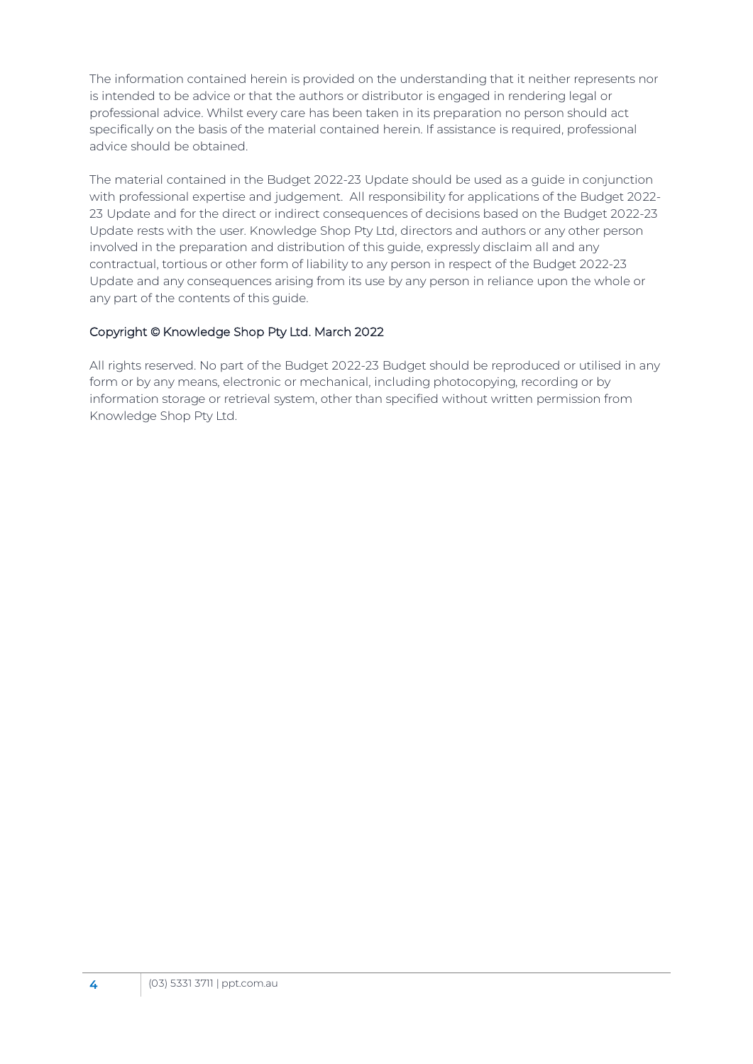The information contained herein is provided on the understanding that it neither represents nor is intended to be advice or that the authors or distributor is engaged in rendering legal or professional advice. Whilst every care has been taken in its preparation no person should act specifically on the basis of the material contained herein. If assistance is required, professional advice should be obtained.

The material contained in the Budget 2022-23 Update should be used as a guide in conjunction with professional expertise and judgement. All responsibility for applications of the Budget 2022-23 Update and for the direct or indirect consequences of decisions based on the Budget 2022-23 Update rests with the user. Knowledge Shop Pty Ltd, directors and authors or any other person involved in the preparation and distribution of this guide, expressly disclaim all and any contractual, tortious or other form of liability to any person in respect of the Budget 2022-23 Update and any consequences arising from its use by any person in reliance upon the whole or any part of the contents of this guide.

Copyright © Knowledge Shop Pty Ltd. March 2022

All rights reserved. No part of the Budget 2022-23 Budget should be reproduced or utilised in any form or by any means, electronic or mechanical, including photocopying, recording or by information storage or retrieval system, other than specified without written permission from Knowledge Shop Pty Ltd.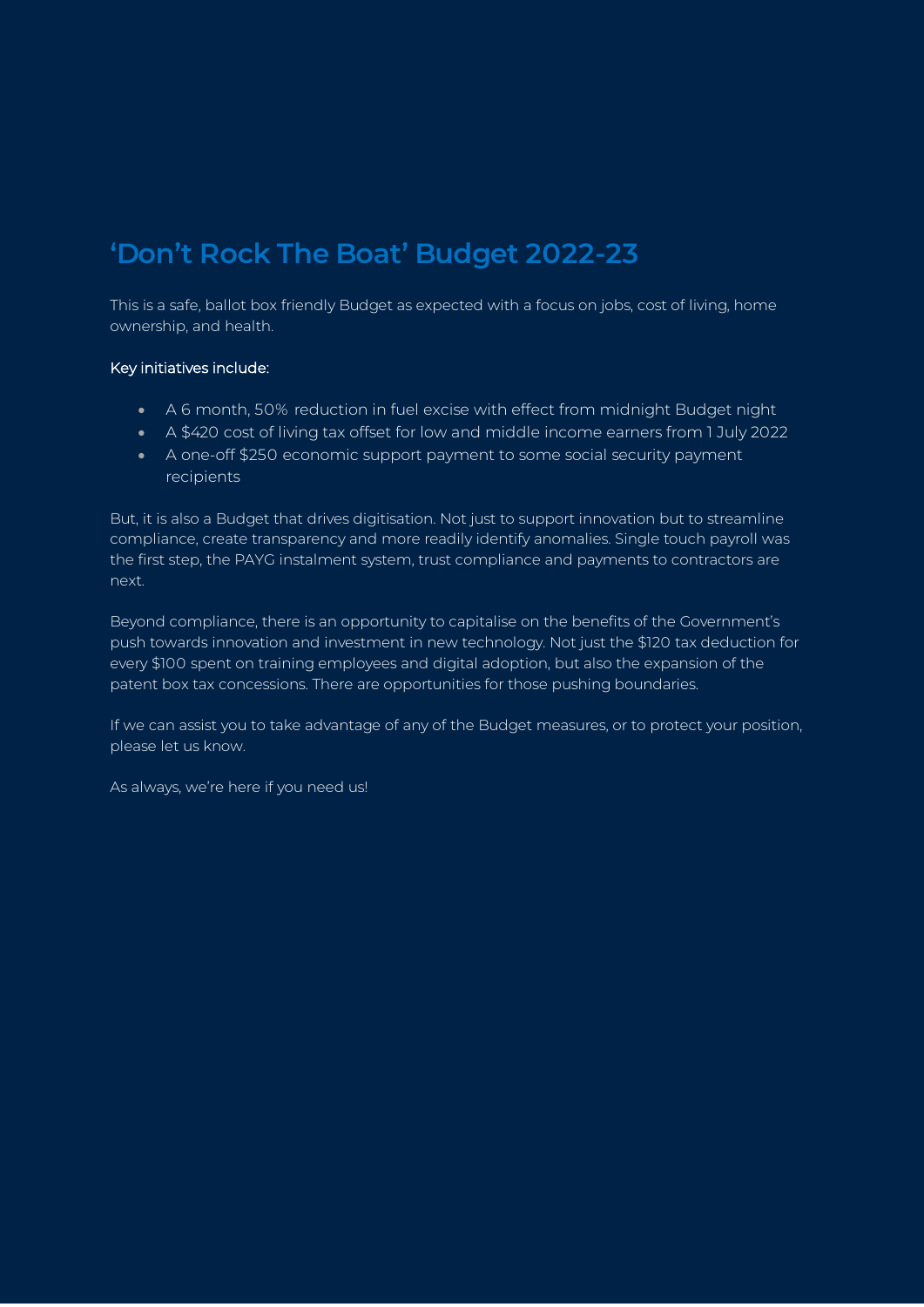# 'Don't Rock The Boat' Budget 2022-23

This is a safe, ballot box friendly Budget as expected with a focus on jobs, cost of living, home ownership, and health.

Key initiatives include:

- A 6 month, 50% reduction in fuel excise with effect from midnight Budget night
- A $420 cost of living tax offset for low and middle income earners from 1 July 2022
- A one-off $250 economic support payment to some social security payment recipients

But, it is also a Budget that drives digitisation. Not just to support innovation but to streamline compliance, create transparency and more readily identify anomalies. Single touch payroll was the first step, the PAYG instalment system, trust compliance and payments to contractors are next.

Beyond compliance, there is an opportunity to capitalise on the benefits of the Government's push towards innovation and investment in new technology. Not just the $120 tax deduction for every $100 spent on training employees and digital adoption, but also the expansion of the patent box tax concessions. There are opportunities for those pushing boundaries.

If we can assist you to take advantage of any of the Budget measures, or to protect your position, please let us know.

As always, we're here if you need us!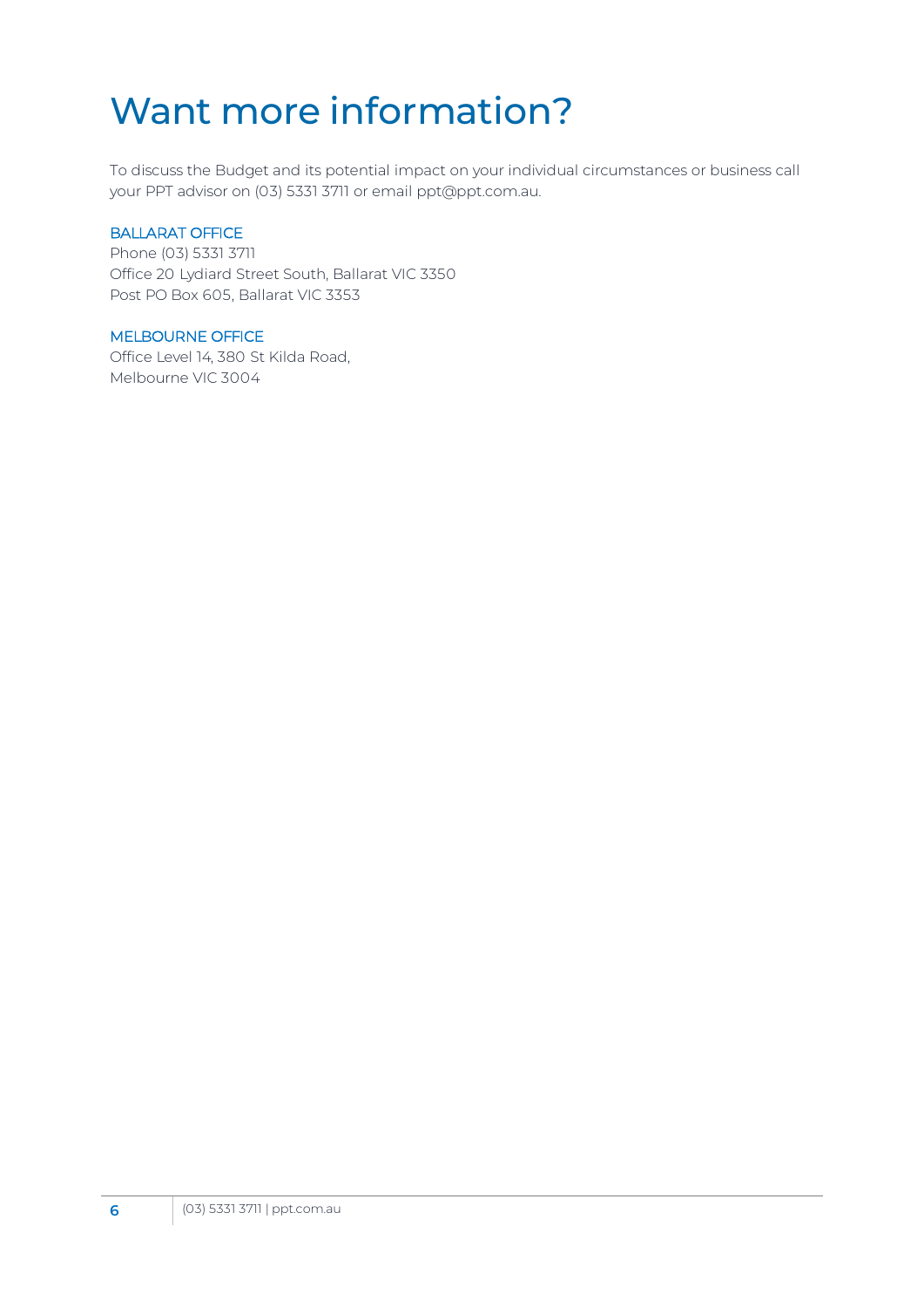# Want more information?

To discuss the Budget and its potential impact on your individual circumstances or business call your PPT advisor on (03) 5331 3711 or email ppt@ppt.com.au.

BALLARAT OFFICE
Phone (03) 5331 3711
Office 20 Lydiard Street South, Ballarat VIC 3350
Post PO Box 605, Ballarat VIC 3353

MELBOURNE OFFICE
Office Level 14, 380 St Kilda Road,
Melbourne VIC 3004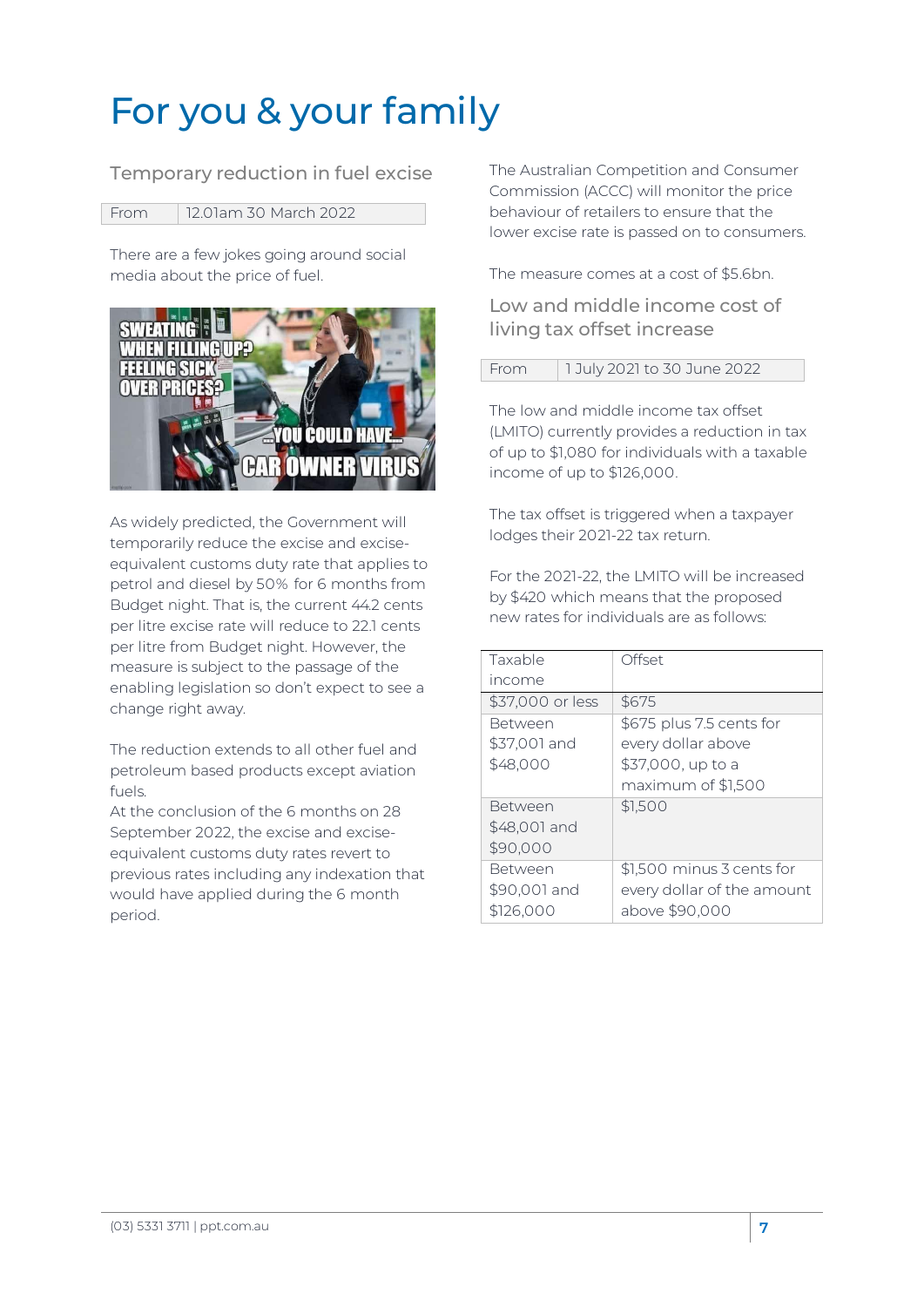# For you & your family

## Temporary reduction in fuel excise

| From | 12.01am 30 March 2022 |
|---|---|

There are a few jokes going around social media about the price of fuel.

As widely predicted, the Government will temporarily reduce the excise and excise-equivalent customs duty rate that applies to petrol and diesel by 50% for 6 months from Budget night. That is, the current 44.2 cents per litre excise rate will reduce to 22.1 cents per litre from Budget night. However, the measure is subject to the passage of the enabling legislation so don't expect to see a change right away.

The reduction extends to all other fuel and petroleum based products except aviation fuels.

At the conclusion of the 6 months on 28 September 2022, the excise and excise-equivalent customs duty rates revert to previous rates including any indexation that would have applied during the 6 month period.

The Australian Competition and Consumer Commission (ACCC) will monitor the price behaviour of retailers to ensure that the lower excise rate is passed on to consumers.

The measure comes at a cost of $5.6bn.

## Low and middle income cost of living tax offset increase

| From | 1 July 2021 to 30 June 2022 |
|---|---|

The low and middle income tax offset (LMITO) currently provides a reduction in tax of up to $1,080 for individuals with a taxable income of up to $126,000.

The tax offset is triggered when a taxpayer lodges their 2021-22 tax return.

For the 2021-22, the LMITO will be increased by $420 which means that the proposed new rates for individuals are as follows:

| Taxable income | Offset |
|---|---|
| $37,000 or less | $675 |
| Between $37,001 and $48,000 | $675 plus 7.5 cents for every dollar above $37,000, up to a maximum of $1,500 |
| Between $48,001 and $90,000 | $1,500 |
| Between $90,001 and $126,000 | $1,500 minus 3 cents for every dollar of the amount above $90,000 |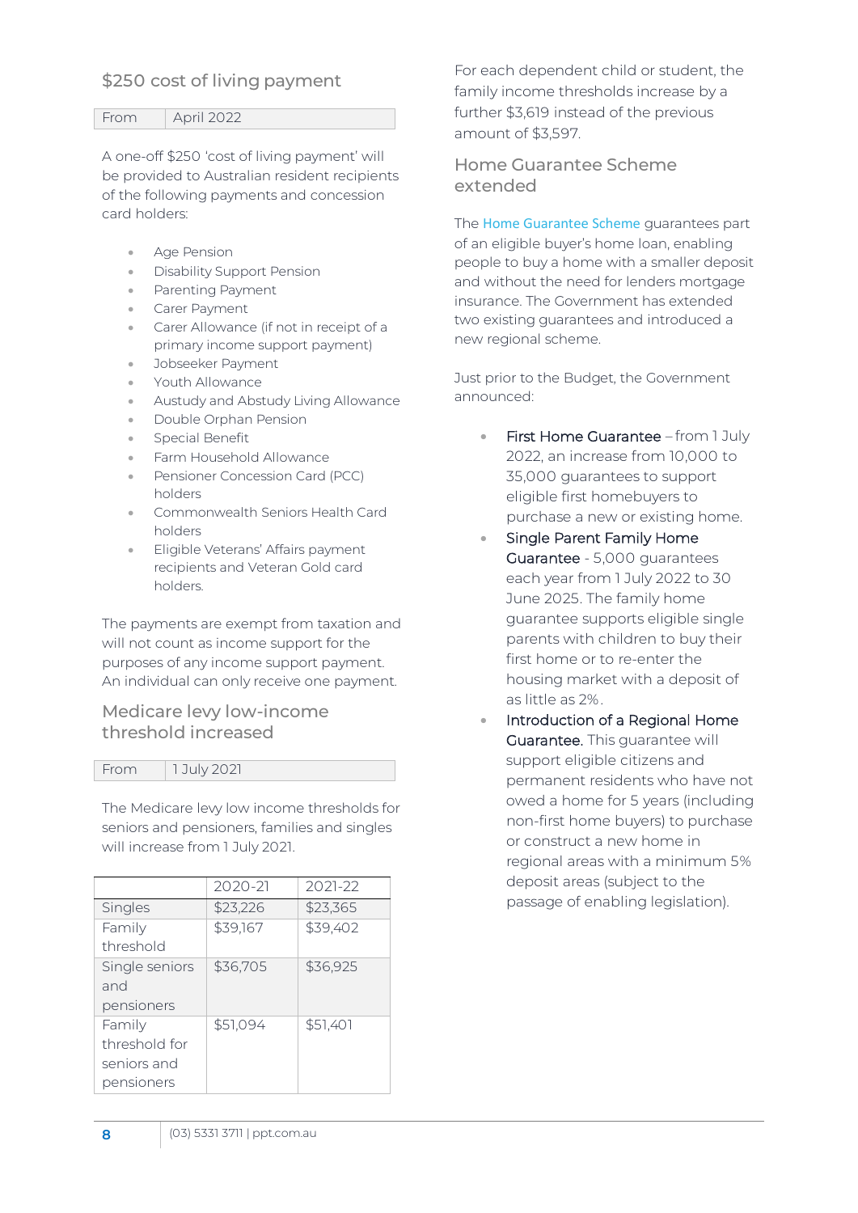## $250 cost of living payment

| From | April 2022 |
|---|---|

A one-off $250 'cost of living payment' will be provided to Australian resident recipients of the following payments and concession card holders:

- Age Pension
- Disability Support Pension
- Parenting Payment
- Carer Payment
- Carer Allowance (if not in receipt of a primary income support payment)
- Jobseeker Payment
- Youth Allowance
- Austudy and Abstudy Living Allowance
- Double Orphan Pension
- Special Benefit
- Farm Household Allowance
- Pensioner Concession Card (PCC) holders
- Commonwealth Seniors Health Card holders
- Eligible Veterans' Affairs payment recipients and Veteran Gold card holders.

The payments are exempt from taxation and will not count as income support for the purposes of any income support payment. An individual can only receive one payment.

## Medicare levy low-income threshold increased

| From | 1 July 2021 |
|---|---|

The Medicare levy low income thresholds for seniors and pensioners, families and singles will increase from 1 July 2021.

| | 2020-21 | 2021-22 |
|---|---|---|
| Singles | $23,226 | $23,365 |
| Family threshold | $39,167 | $39,402 |
| Single seniors and pensioners | $36,705 | $36,925 |
| Family threshold for seniors and pensioners | $51,094 | $51,401 |

For each dependent child or student, the family income thresholds increase by a further $3,619 instead of the previous amount of $3,597.

## Home Guarantee Scheme extended

The Home Guarantee Scheme guarantees part of an eligible buyer's home loan, enabling people to buy a home with a smaller deposit and without the need for lenders mortgage insurance. The Government has extended two existing guarantees and introduced a new regional scheme.

Just prior to the Budget, the Government announced:

- First Home Guarantee – from 1 July 2022, an increase from 10,000 to 35,000 guarantees to support eligible first homebuyers to purchase a new or existing home.
- Single Parent Family Home Guarantee - 5,000 guarantees each year from 1 July 2022 to 30 June 2025. The family home guarantee supports eligible single parents with children to buy their first home or to re-enter the housing market with a deposit of as little as 2%.
- Introduction of a Regional Home Guarantee. This guarantee will support eligible citizens and permanent residents who have not owed a home for 5 years (including non-first home buyers) to purchase or construct a new home in regional areas with a minimum 5% deposit areas (subject to the passage of enabling legislation).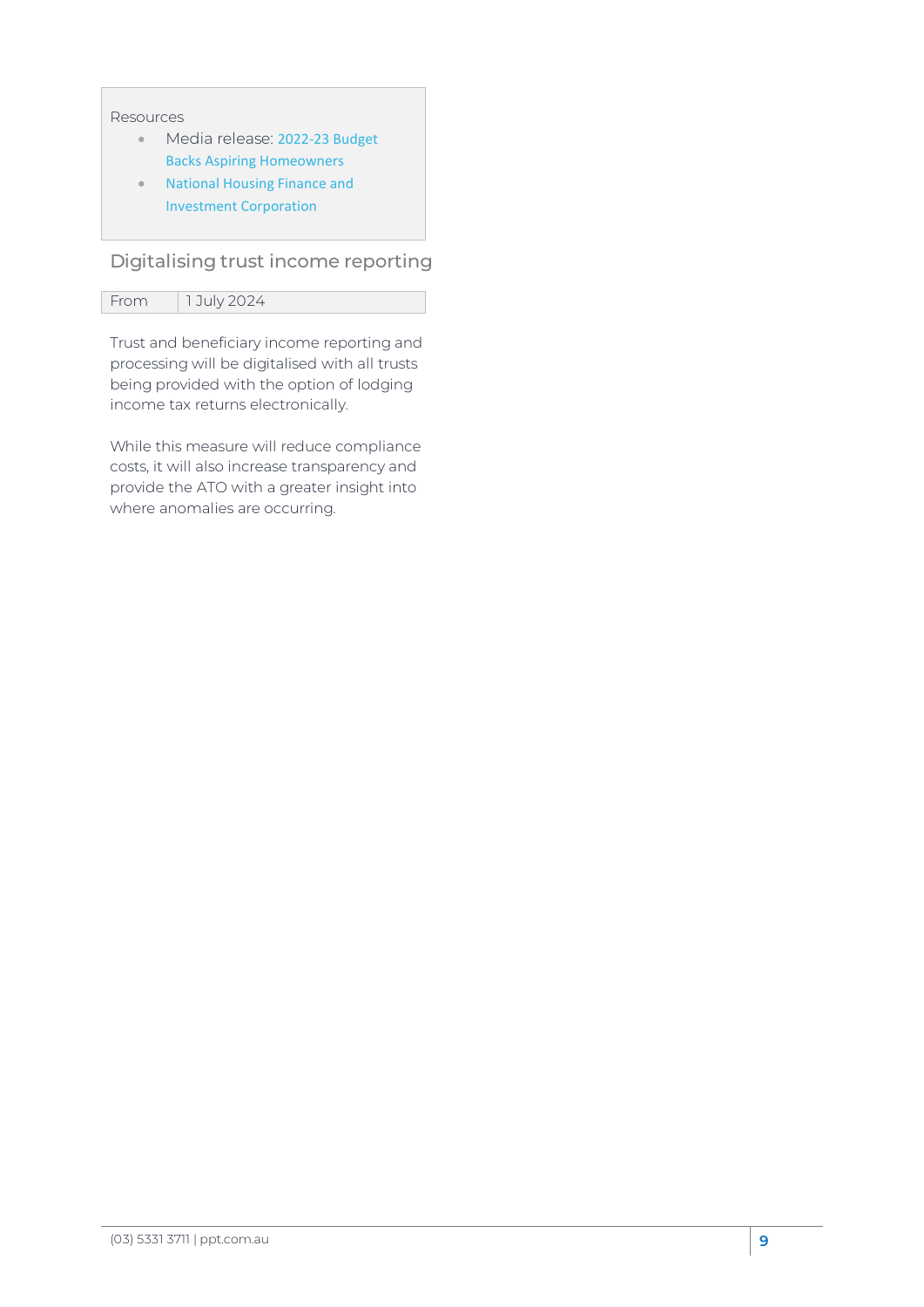Resources

- Media release: 2022-23 Budget Backs Aspiring Homeowners
- National Housing Finance and Investment Corporation

## Digitalising trust income reporting

| From | 1 July 2024 |
| --- | --- |

Trust and beneficiary income reporting and processing will be digitalised with all trusts being provided with the option of lodging income tax returns electronically.

While this measure will reduce compliance costs, it will also increase transparency and provide the ATO with a greater insight into where anomalies are occurring.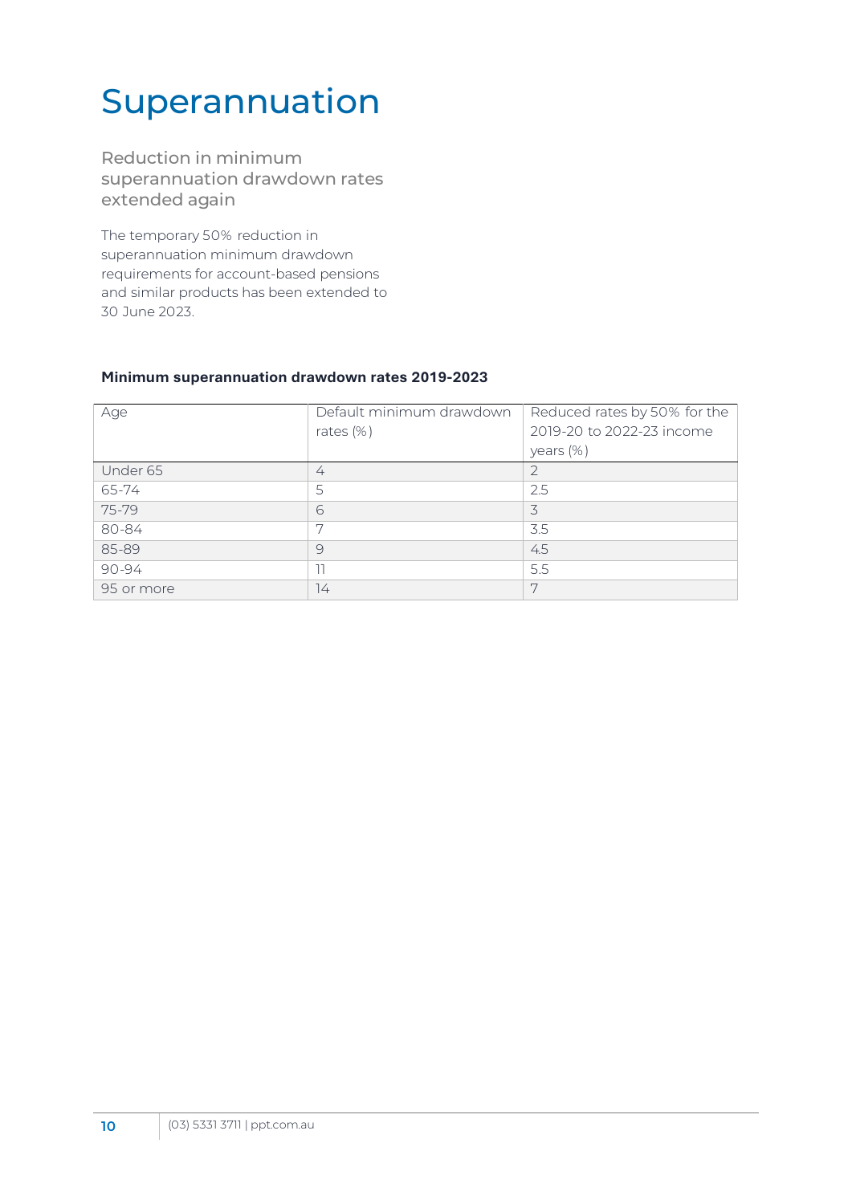# Superannuation

## Reduction in minimum superannuation drawdown rates extended again

The temporary 50% reduction in superannuation minimum drawdown requirements for account-based pensions and similar products has been extended to 30 June 2023.

**Minimum superannuation drawdown rates 2019-2023**

| Age | Default minimum drawdown rates (%) | Reduced rates by 50% for the 2019-20 to 2022-23 income years (%) |
|---|---|---|
| Under 65 | 4 | 2 |
| 65-74 | 5 | 2.5 |
| 75-79 | 6 | 3 |
| 80-84 | 7 | 3.5 |
| 85-89 | 9 | 4.5 |
| 90-94 | 11 | 5.5 |
| 95 or more | 14 | 7 |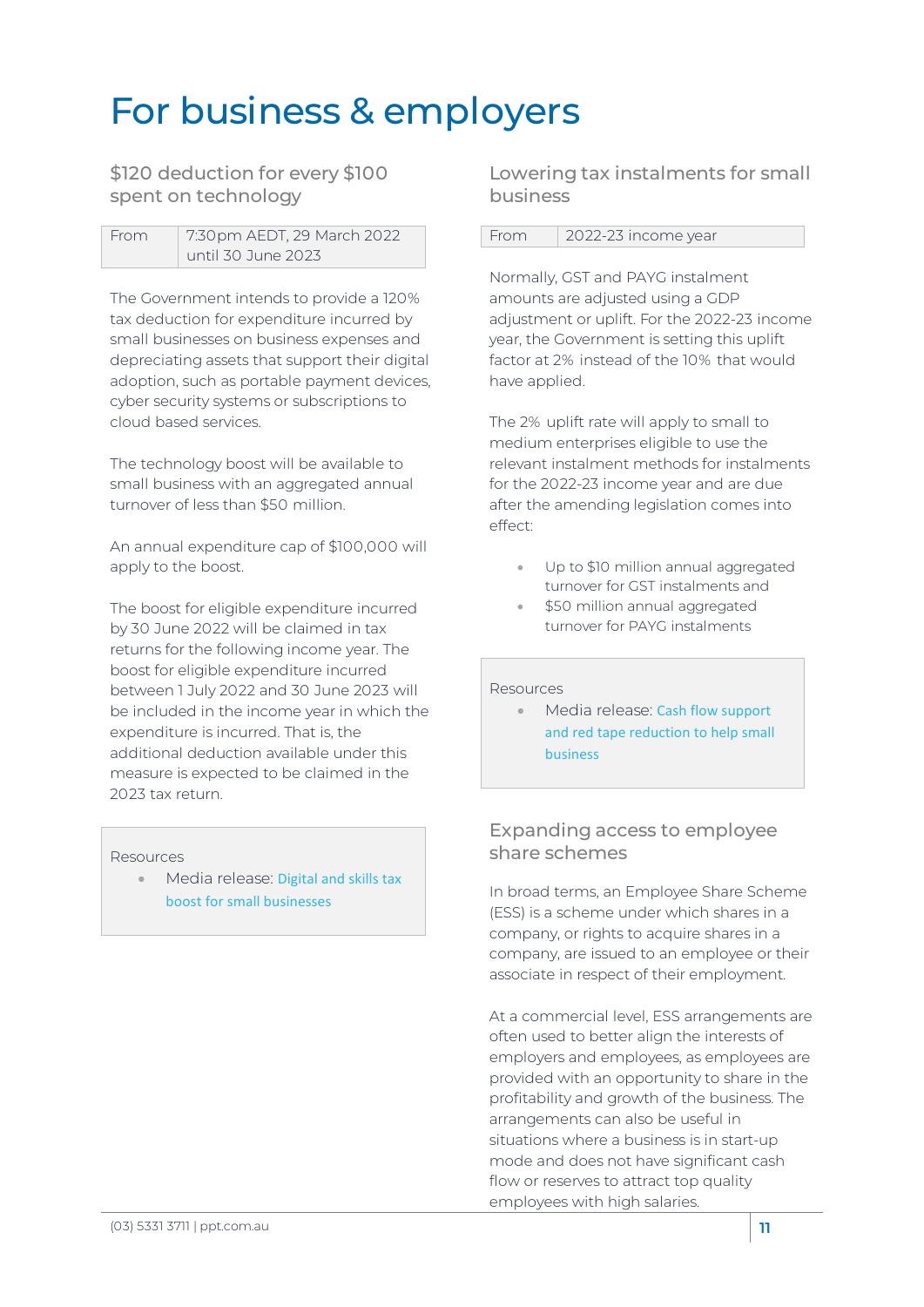# For business & employers

## $120 deduction for every $100 spent on technology

| From | 7:30pm AEDT, 29 March 2022 until 30 June 2023 |
|---|---|

The Government intends to provide a 120% tax deduction for expenditure incurred by small businesses on business expenses and depreciating assets that support their digital adoption, such as portable payment devices, cyber security systems or subscriptions to cloud based services.

The technology boost will be available to small business with an aggregated annual turnover of less than $50 million.

An annual expenditure cap of $100,000 will apply to the boost.

The boost for eligible expenditure incurred by 30 June 2022 will be claimed in tax returns for the following income year. The boost for eligible expenditure incurred between 1 July 2022 and 30 June 2023 will be included in the income year in which the expenditure is incurred. That is, the additional deduction available under this measure is expected to be claimed in the 2023 tax return.

Resources

- Media release: Digital and skills tax boost for small businesses

## Lowering tax instalments for small business

| From | 2022-23 income year |
|---|---|

Normally, GST and PAYG instalment amounts are adjusted using a GDP adjustment or uplift. For the 2022-23 income year, the Government is setting this uplift factor at 2% instead of the 10% that would have applied.

The 2% uplift rate will apply to small to medium enterprises eligible to use the relevant instalment methods for instalments for the 2022-23 income year and are due after the amending legislation comes into effect:

- Up to $10 million annual aggregated turnover for GST instalments and
- $50 million annual aggregated turnover for PAYG instalments

Resources

- Media release: Cash flow support and red tape reduction to help small business

## Expanding access to employee share schemes

In broad terms, an Employee Share Scheme (ESS) is a scheme under which shares in a company, or rights to acquire shares in a company, are issued to an employee or their associate in respect of their employment.

At a commercial level, ESS arrangements are often used to better align the interests of employers and employees, as employees are provided with an opportunity to share in the profitability and growth of the business. The arrangements can also be useful in situations where a business is in start-up mode and does not have significant cash flow or reserves to attract top quality employees with high salaries.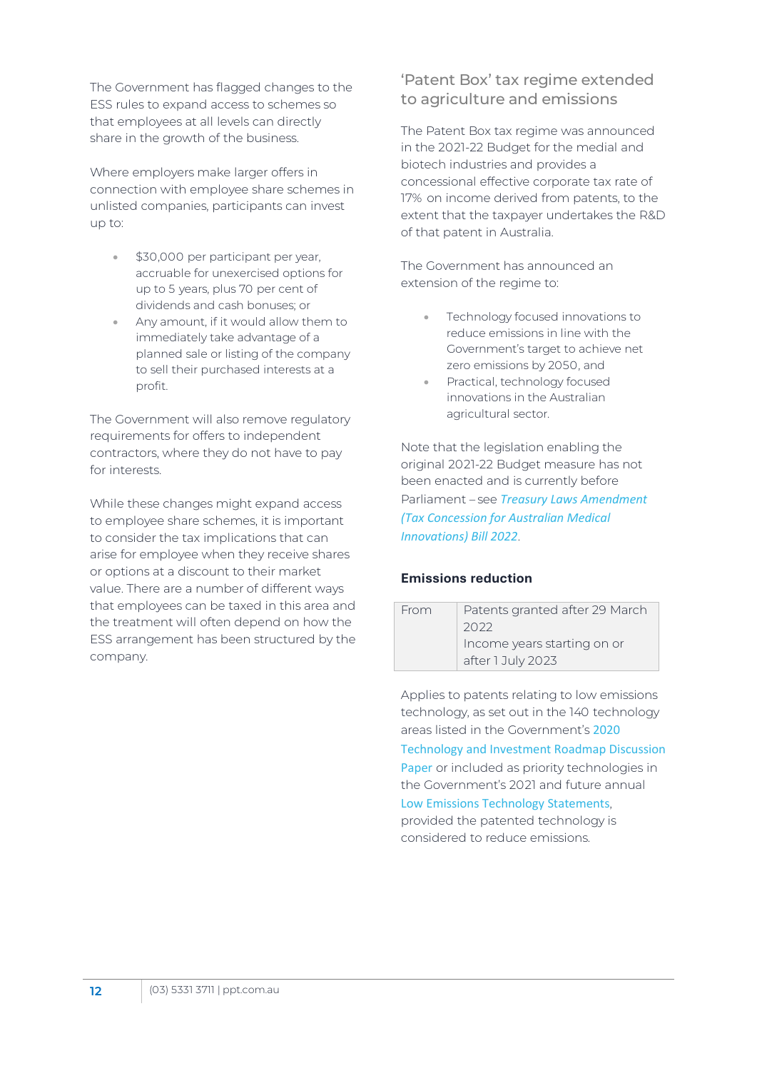The Government has flagged changes to the ESS rules to expand access to schemes so that employees at all levels can directly share in the growth of the business.

Where employers make larger offers in connection with employee share schemes in unlisted companies, participants can invest up to:

- $30,000 per participant per year, accruable for unexercised options for up to 5 years, plus 70 per cent of dividends and cash bonuses; or
- Any amount, if it would allow them to immediately take advantage of a planned sale or listing of the company to sell their purchased interests at a profit.

The Government will also remove regulatory requirements for offers to independent contractors, where they do not have to pay for interests.

While these changes might expand access to employee share schemes, it is important to consider the tax implications that can arise for employee when they receive shares or options at a discount to their market value. There are a number of different ways that employees can be taxed in this area and the treatment will often depend on how the ESS arrangement has been structured by the company.

## 'Patent Box' tax regime extended to agriculture and emissions

The Patent Box tax regime was announced in the 2021-22 Budget for the medial and biotech industries and provides a concessional effective corporate tax rate of 17% on income derived from patents, to the extent that the taxpayer undertakes the R&D of that patent in Australia.

The Government has announced an extension of the regime to:

- Technology focused innovations to reduce emissions in line with the Government's target to achieve net zero emissions by 2050, and
- Practical, technology focused innovations in the Australian agricultural sector.

Note that the legislation enabling the original 2021-22 Budget measure has not been enacted and is currently before Parliament – see *Treasury Laws Amendment (Tax Concession for Australian Medical Innovations) Bill 2022*.

### Emissions reduction

| From | Patents granted after 29 March 2022<br>Income years starting on or after 1 July 2023 |
|---|---|

Applies to patents relating to low emissions technology, as set out in the 140 technology areas listed in the Government's 2020 Technology and Investment Roadmap Discussion Paper or included as priority technologies in the Government's 2021 and future annual Low Emissions Technology Statements, provided the patented technology is considered to reduce emissions.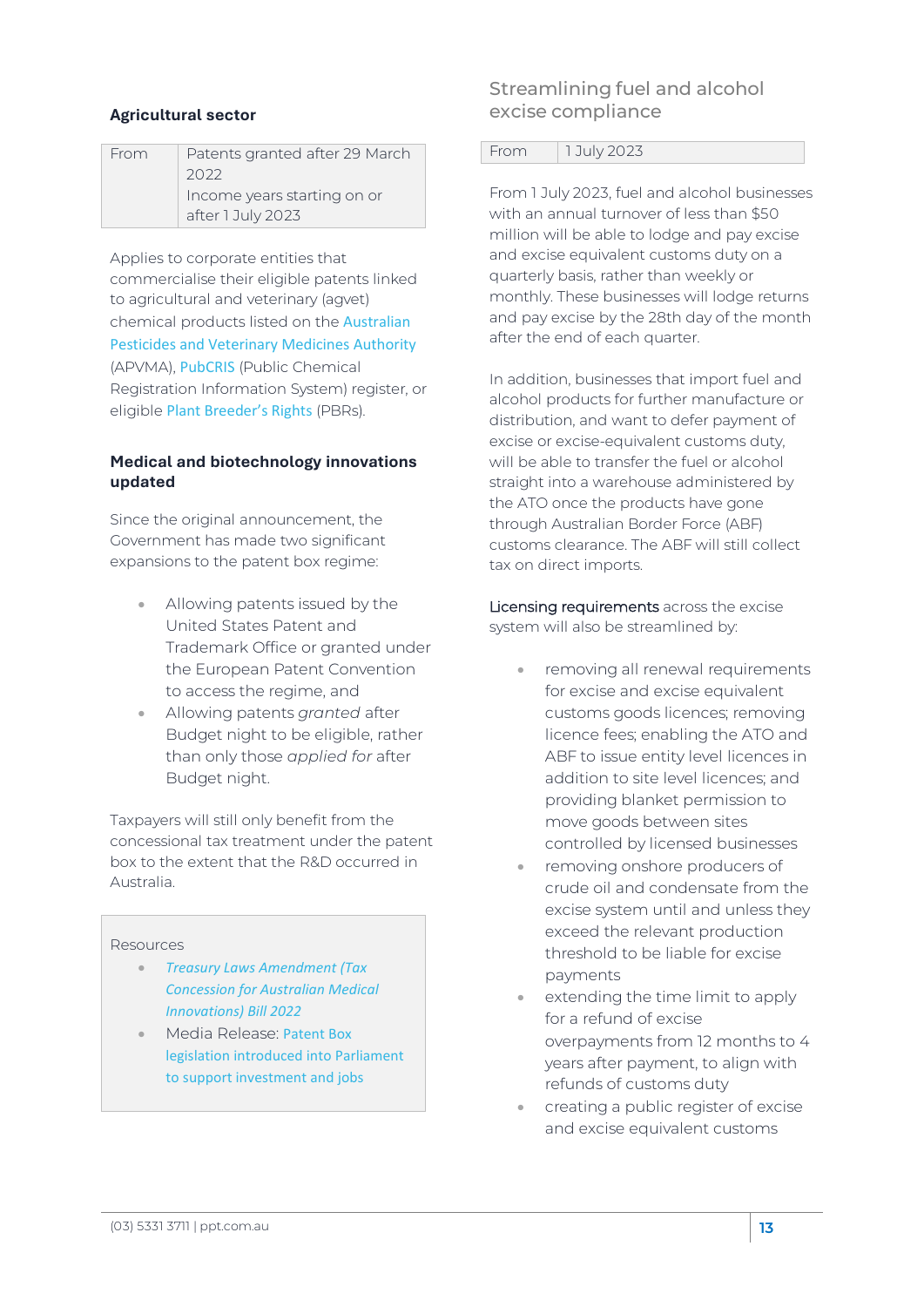### Agricultural sector

| From | Patents granted after 29 March 2022<br>Income years starting on or after 1 July 2023 |
|---|---|

Applies to corporate entities that commercialise their eligible patents linked to agricultural and veterinary (agvet) chemical products listed on the Australian Pesticides and Veterinary Medicines Authority (APVMA), PubCRIS (Public Chemical Registration Information System) register, or eligible Plant Breeder's Rights (PBRs).

### Medical and biotechnology innovations updated

Since the original announcement, the Government has made two significant expansions to the patent box regime:

- Allowing patents issued by the United States Patent and Trademark Office or granted under the European Patent Convention to access the regime, and
- Allowing patents *granted* after Budget night to be eligible, rather than only those *applied for* after Budget night.

Taxpayers will still only benefit from the concessional tax treatment under the patent box to the extent that the R&D occurred in Australia.

> Resources
>
> - *Treasury Laws Amendment (Tax Concession for Australian Medical Innovations) Bill 2022*
> - Media Release: Patent Box legislation introduced into Parliament to support investment and jobs

## Streamlining fuel and alcohol excise compliance

| From | 1 July 2023 |
|---|---|

From 1 July 2023, fuel and alcohol businesses with an annual turnover of less than $50 million will be able to lodge and pay excise and excise equivalent customs duty on a quarterly basis, rather than weekly or monthly. These businesses will lodge returns and pay excise by the 28th day of the month after the end of each quarter.

In addition, businesses that import fuel and alcohol products for further manufacture or distribution, and want to defer payment of excise or excise-equivalent customs duty, will be able to transfer the fuel or alcohol straight into a warehouse administered by the ATO once the products have gone through Australian Border Force (ABF) customs clearance. The ABF will still collect tax on direct imports.

Licensing requirements across the excise system will also be streamlined by:

- removing all renewal requirements for excise and excise equivalent customs goods licences; removing licence fees; enabling the ATO and ABF to issue entity level licences in addition to site level licences; and providing blanket permission to move goods between sites controlled by licensed businesses
- removing onshore producers of crude oil and condensate from the excise system until and unless they exceed the relevant production threshold to be liable for excise payments
- extending the time limit to apply for a refund of excise overpayments from 12 months to 4 years after payment, to align with refunds of customs duty
- creating a public register of excise and excise equivalent customs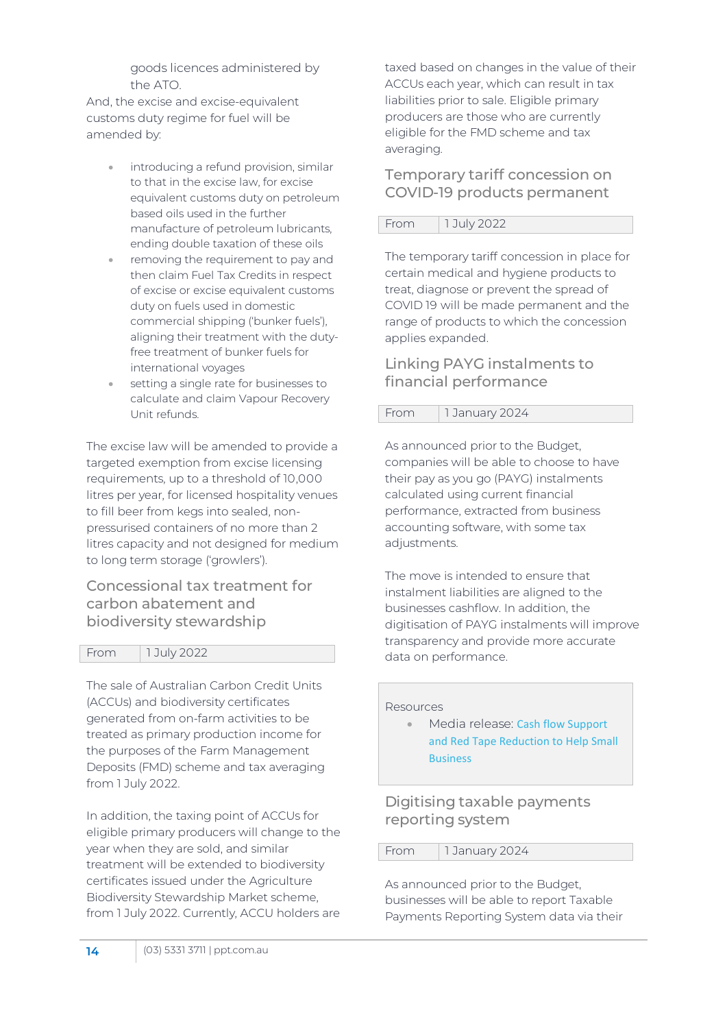goods licences administered by the ATO.

And, the excise and excise-equivalent customs duty regime for fuel will be amended by:

- introducing a refund provision, similar to that in the excise law, for excise equivalent customs duty on petroleum based oils used in the further manufacture of petroleum lubricants, ending double taxation of these oils
- removing the requirement to pay and then claim Fuel Tax Credits in respect of excise or excise equivalent customs duty on fuels used in domestic commercial shipping ('bunker fuels'), aligning their treatment with the duty-free treatment of bunker fuels for international voyages
- setting a single rate for businesses to calculate and claim Vapour Recovery Unit refunds.

The excise law will be amended to provide a targeted exemption from excise licensing requirements, up to a threshold of 10,000 litres per year, for licensed hospitality venues to fill beer from kegs into sealed, non-pressurised containers of no more than 2 litres capacity and not designed for medium to long term storage ('growlers').

## Concessional tax treatment for carbon abatement and biodiversity stewardship

| From | 1 July 2022 |
|---|---|

The sale of Australian Carbon Credit Units (ACCUs) and biodiversity certificates generated from on-farm activities to be treated as primary production income for the purposes of the Farm Management Deposits (FMD) scheme and tax averaging from 1 July 2022.

In addition, the taxing point of ACCUs for eligible primary producers will change to the year when they are sold, and similar treatment will be extended to biodiversity certificates issued under the Agriculture Biodiversity Stewardship Market scheme, from 1 July 2022. Currently, ACCU holders are taxed based on changes in the value of their ACCUs each year, which can result in tax liabilities prior to sale. Eligible primary producers are those who are currently eligible for the FMD scheme and tax averaging.

## Temporary tariff concession on COVID-19 products permanent

| From | 1 July 2022 |
|---|---|

The temporary tariff concession in place for certain medical and hygiene products to treat, diagnose or prevent the spread of COVID 19 will be made permanent and the range of products to which the concession applies expanded.

## Linking PAYG instalments to financial performance

| From | 1 January 2024 |
|---|---|

As announced prior to the Budget, companies will be able to choose to have their pay as you go (PAYG) instalments calculated using current financial performance, extracted from business accounting software, with some tax adjustments.

The move is intended to ensure that instalment liabilities are aligned to the businesses cashflow. In addition, the digitisation of PAYG instalments will improve transparency and provide more accurate data on performance.

Resources

- Media release: Cash flow Support and Red Tape Reduction to Help Small Business

## Digitising taxable payments reporting system

| From | 1 January 2024 |
|---|---|

As announced prior to the Budget, businesses will be able to report Taxable Payments Reporting System data via their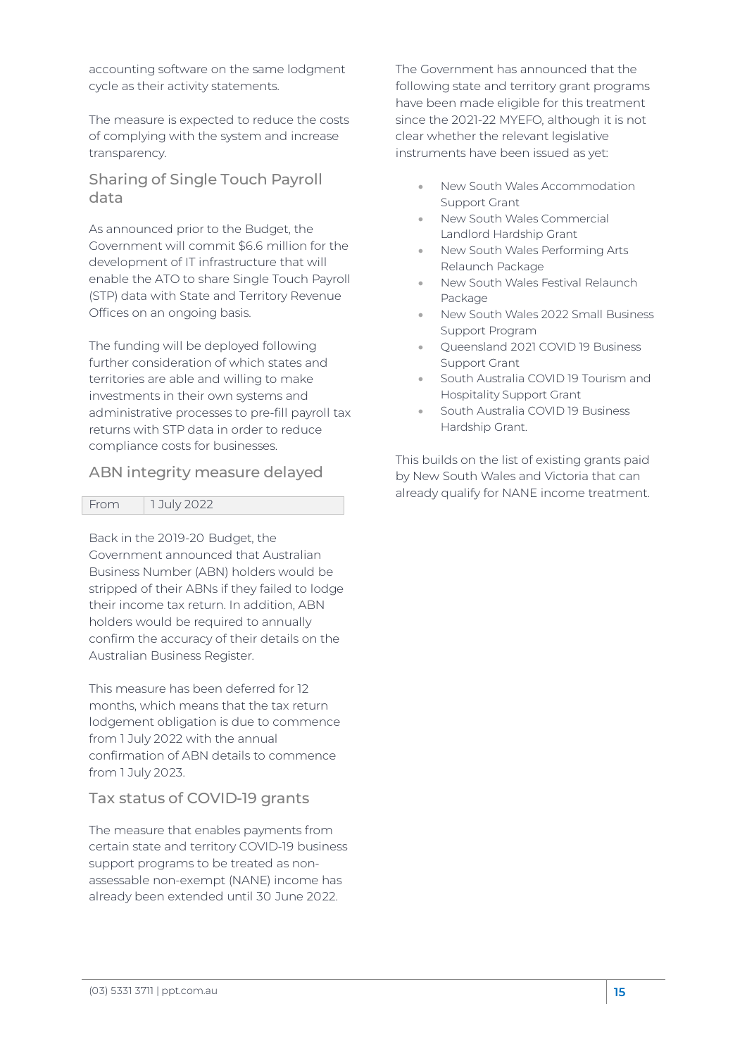accounting software on the same lodgment cycle as their activity statements.

The measure is expected to reduce the costs of complying with the system and increase transparency.

## Sharing of Single Touch Payroll data

As announced prior to the Budget, the Government will commit $6.6 million for the development of IT infrastructure that will enable the ATO to share Single Touch Payroll (STP) data with State and Territory Revenue Offices on an ongoing basis.

The funding will be deployed following further consideration of which states and territories are able and willing to make investments in their own systems and administrative processes to pre-fill payroll tax returns with STP data in order to reduce compliance costs for businesses.

## ABN integrity measure delayed

| From | 1 July 2022 |
|---|---|

Back in the 2019-20 Budget, the Government announced that Australian Business Number (ABN) holders would be stripped of their ABNs if they failed to lodge their income tax return. In addition, ABN holders would be required to annually confirm the accuracy of their details on the Australian Business Register.

This measure has been deferred for 12 months, which means that the tax return lodgement obligation is due to commence from 1 July 2022 with the annual confirmation of ABN details to commence from 1 July 2023.

## Tax status of COVID-19 grants

The measure that enables payments from certain state and territory COVID-19 business support programs to be treated as non-assessable non-exempt (NANE) income has already been extended until 30 June 2022.

The Government has announced that the following state and territory grant programs have been made eligible for this treatment since the 2021-22 MYEFO, although it is not clear whether the relevant legislative instruments have been issued as yet:

- New South Wales Accommodation Support Grant
- New South Wales Commercial Landlord Hardship Grant
- New South Wales Performing Arts Relaunch Package
- New South Wales Festival Relaunch Package
- New South Wales 2022 Small Business Support Program
- Queensland 2021 COVID 19 Business Support Grant
- South Australia COVID 19 Tourism and Hospitality Support Grant
- South Australia COVID 19 Business Hardship Grant.

This builds on the list of existing grants paid by New South Wales and Victoria that can already qualify for NANE income treatment.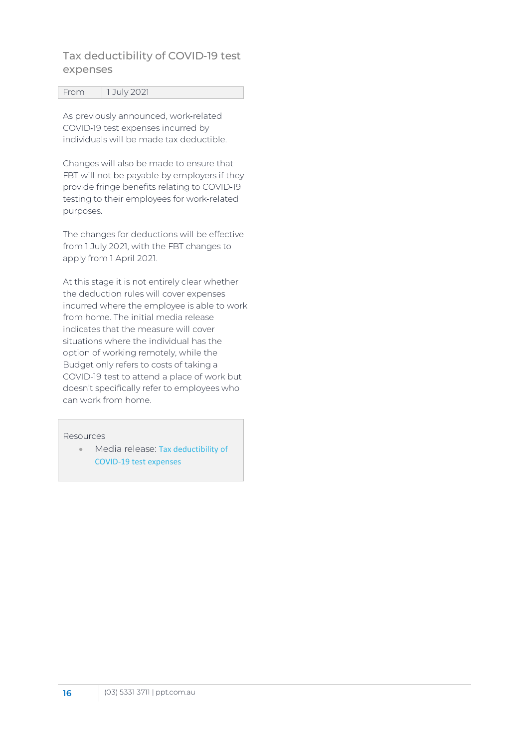## Tax deductibility of COVID-19 test expenses

| From | 1 July 2021 |
|---|---|

As previously announced, work-related COVID-19 test expenses incurred by individuals will be made tax deductible.

Changes will also be made to ensure that FBT will not be payable by employers if they provide fringe benefits relating to COVID-19 testing to their employees for work-related purposes.

The changes for deductions will be effective from 1 July 2021, with the FBT changes to apply from 1 April 2021.

At this stage it is not entirely clear whether the deduction rules will cover expenses incurred where the employee is able to work from home. The initial media release indicates that the measure will cover situations where the individual has the option of working remotely, while the Budget only refers to costs of taking a COVID-19 test to attend a place of work but doesn't specifically refer to employees who can work from home.

Resources

- Media release: Tax deductibility of COVID-19 test expenses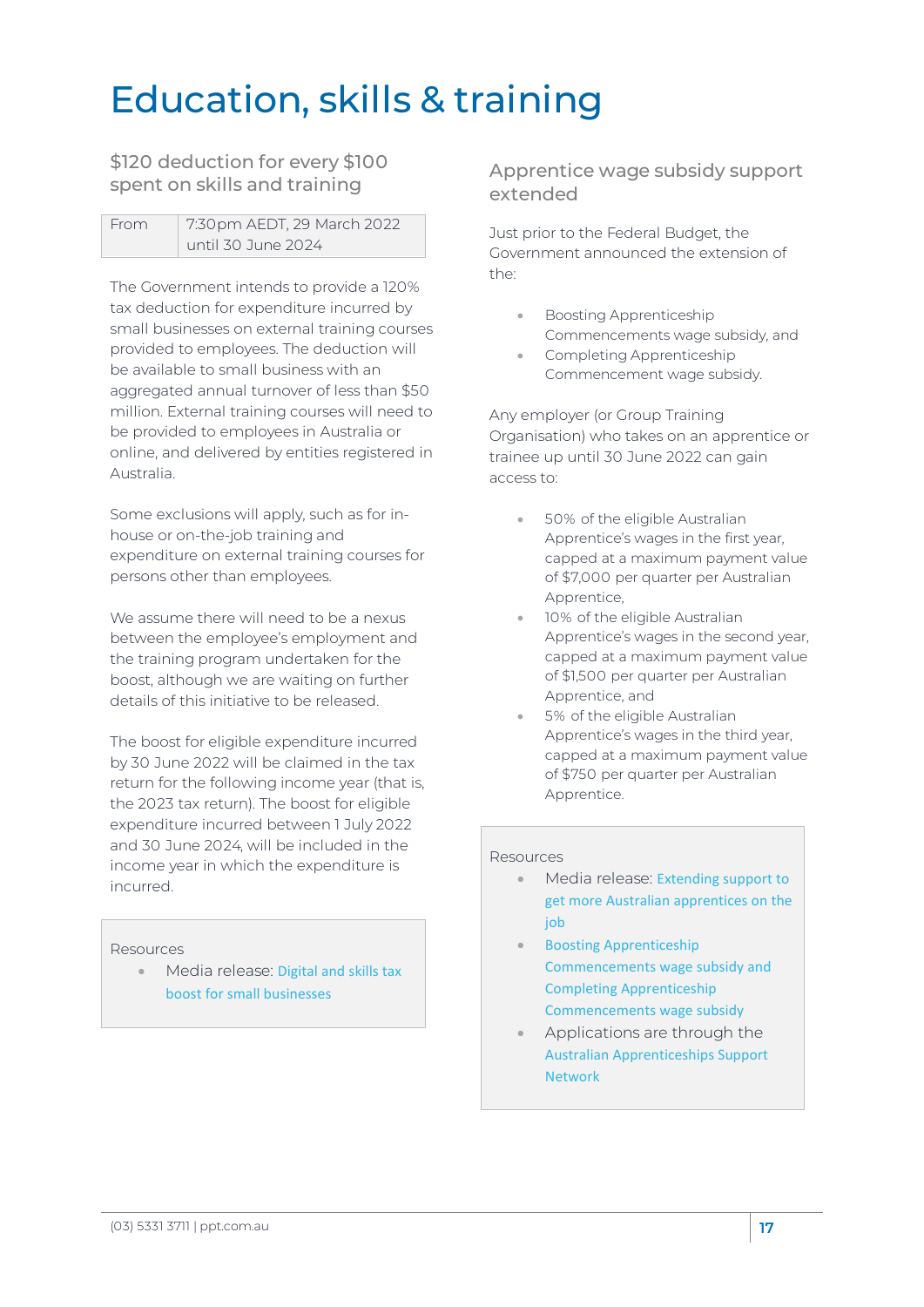# Education, skills & training

## $120 deduction for every $100 spent on skills and training

| From | 7:30pm AEDT, 29 March 2022 until 30 June 2024 |
|---|---|

The Government intends to provide a 120% tax deduction for expenditure incurred by small businesses on external training courses provided to employees. The deduction will be available to small business with an aggregated annual turnover of less than $50 million. External training courses will need to be provided to employees in Australia or online, and delivered by entities registered in Australia.

Some exclusions will apply, such as for in-house or on-the-job training and expenditure on external training courses for persons other than employees.

We assume there will need to be a nexus between the employee's employment and the training program undertaken for the boost, although we are waiting on further details of this initiative to be released.

The boost for eligible expenditure incurred by 30 June 2022 will be claimed in the tax return for the following income year (that is, the 2023 tax return). The boost for eligible expenditure incurred between 1 July 2022 and 30 June 2024, will be included in the income year in which the expenditure is incurred.

Resources

- Media release: Digital and skills tax boost for small businesses

## Apprentice wage subsidy support extended

Just prior to the Federal Budget, the Government announced the extension of the:

- Boosting Apprenticeship Commencements wage subsidy, and
- Completing Apprenticeship Commencement wage subsidy.

Any employer (or Group Training Organisation) who takes on an apprentice or trainee up until 30 June 2022 can gain access to:

- 50% of the eligible Australian Apprentice's wages in the first year, capped at a maximum payment value of $7,000 per quarter per Australian Apprentice,
- 10% of the eligible Australian Apprentice's wages in the second year, capped at a maximum payment value of $1,500 per quarter per Australian Apprentice, and
- 5% of the eligible Australian Apprentice's wages in the third year, capped at a maximum payment value of $750 per quarter per Australian Apprentice.

Resources

- Media release: Extending support to get more Australian apprentices on the job
- Boosting Apprenticeship Commencements wage subsidy and Completing Apprenticeship Commencements wage subsidy
- Applications are through the Australian Apprenticeships Support Network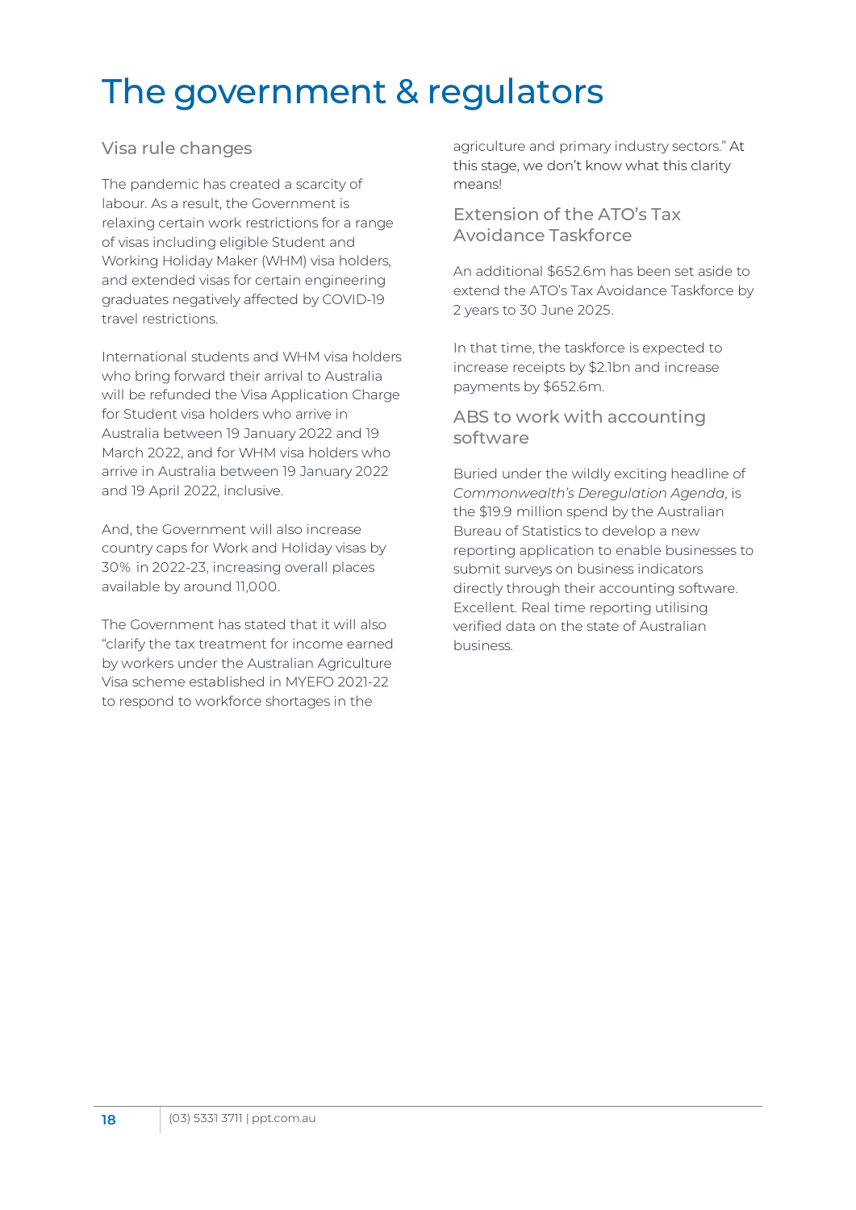# The government & regulators

## Visa rule changes

The pandemic has created a scarcity of labour. As a result, the Government is relaxing certain work restrictions for a range of visas including eligible Student and Working Holiday Maker (WHM) visa holders, and extended visas for certain engineering graduates negatively affected by COVID-19 travel restrictions.

International students and WHM visa holders who bring forward their arrival to Australia will be refunded the Visa Application Charge for Student visa holders who arrive in Australia between 19 January 2022 and 19 March 2022, and for WHM visa holders who arrive in Australia between 19 January 2022 and 19 April 2022, inclusive.

And, the Government will also increase country caps for Work and Holiday visas by 30% in 2022-23, increasing overall places available by around 11,000.

The Government has stated that it will also "clarify the tax treatment for income earned by workers under the Australian Agriculture Visa scheme established in MYEFO 2021-22 to respond to workforce shortages in the agriculture and primary industry sectors." At this stage, we don't know what this clarity means!

## Extension of the ATO's Tax Avoidance Taskforce

An additional $652.6m has been set aside to extend the ATO's Tax Avoidance Taskforce by 2 years to 30 June 2025.

In that time, the taskforce is expected to increase receipts by $2.1bn and increase payments by $652.6m.

## ABS to work with accounting software

Buried under the wildly exciting headline of *Commonwealth's Deregulation Agenda*, is the $19.9 million spend by the Australian Bureau of Statistics to develop a new reporting application to enable businesses to submit surveys on business indicators directly through their accounting software. Excellent. Real time reporting utilising verified data on the state of Australian business.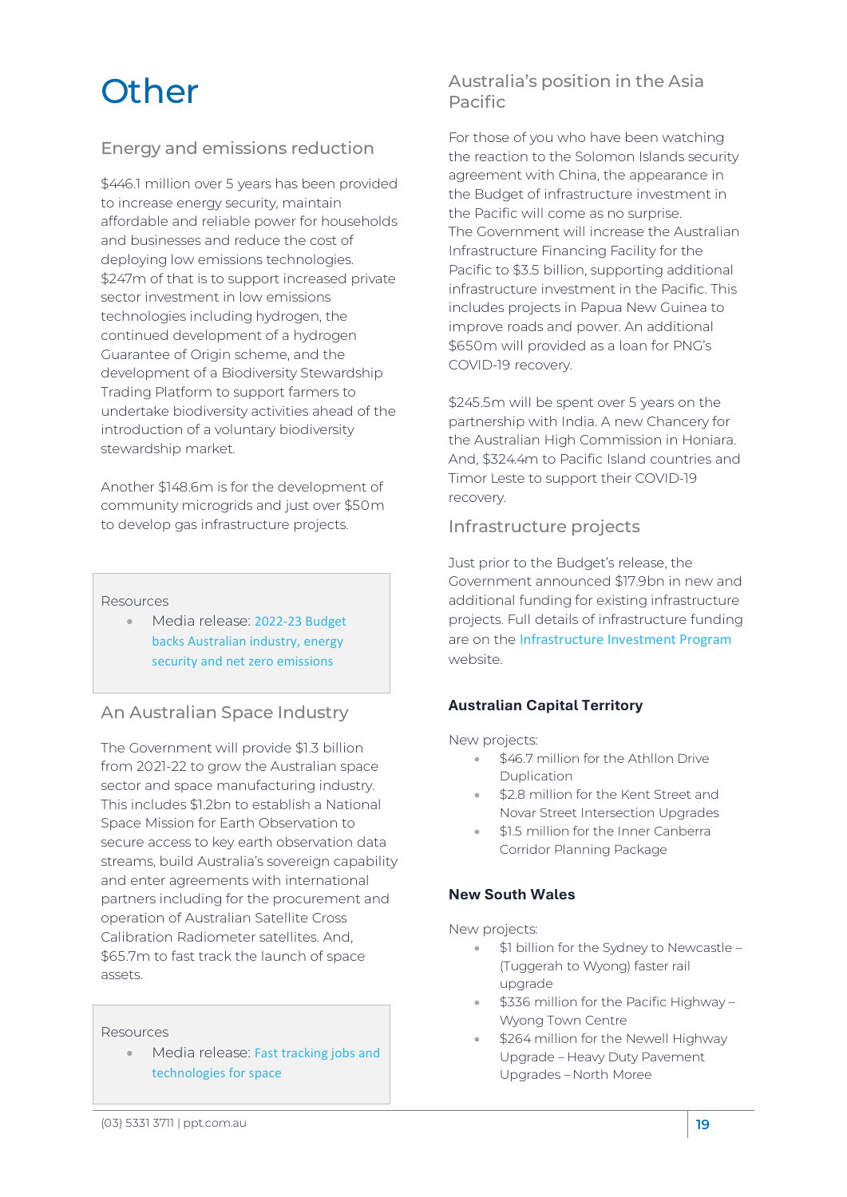# Other

## Energy and emissions reduction

$446.1 million over 5 years has been provided to increase energy security, maintain affordable and reliable power for households and businesses and reduce the cost of deploying low emissions technologies. $247m of that is to support increased private sector investment in low emissions technologies including hydrogen, the continued development of a hydrogen Guarantee of Origin scheme, and the development of a Biodiversity Stewardship Trading Platform to support farmers to undertake biodiversity activities ahead of the introduction of a voluntary biodiversity stewardship market.

Another $148.6m is for the development of community microgrids and just over $50m to develop gas infrastructure projects.

> Resources
> - Media release: 2022-23 Budget backs Australian industry, energy security and net zero emissions

## An Australian Space Industry

The Government will provide $1.3 billion from 2021-22 to grow the Australian space sector and space manufacturing industry. This includes $1.2bn to establish a National Space Mission for Earth Observation to secure access to key earth observation data streams, build Australia's sovereign capability and enter agreements with international partners including for the procurement and operation of Australian Satellite Cross Calibration Radiometer satellites. And, $65.7m to fast track the launch of space assets.

> Resources
> - Media release: Fast tracking jobs and technologies for space

## Australia's position in the Asia Pacific

For those of you who have been watching the reaction to the Solomon Islands security agreement with China, the appearance in the Budget of infrastructure investment in the Pacific will come as no surprise. The Government will increase the Australian Infrastructure Financing Facility for the Pacific to $3.5 billion, supporting additional infrastructure investment in the Pacific. This includes projects in Papua New Guinea to improve roads and power. An additional $650m will provided as a loan for PNG's COVID-19 recovery.

$245.5m will be spent over 5 years on the partnership with India. A new Chancery for the Australian High Commission in Honiara. And, $324.4m to Pacific Island countries and Timor Leste to support their COVID-19 recovery.

## Infrastructure projects

Just prior to the Budget's release, the Government announced $17.9bn in new and additional funding for existing infrastructure projects. Full details of infrastructure funding are on the Infrastructure Investment Program website.

### Australian Capital Territory

New projects:

- $46.7 million for the Athllon Drive Duplication
- $2.8 million for the Kent Street and Novar Street Intersection Upgrades
- $1.5 million for the Inner Canberra Corridor Planning Package

### New South Wales

New projects:

- $1 billion for the Sydney to Newcastle – (Tuggerah to Wyong) faster rail upgrade
- $336 million for the Pacific Highway – Wyong Town Centre
- $264 million for the Newell Highway Upgrade – Heavy Duty Pavement Upgrades – North Moree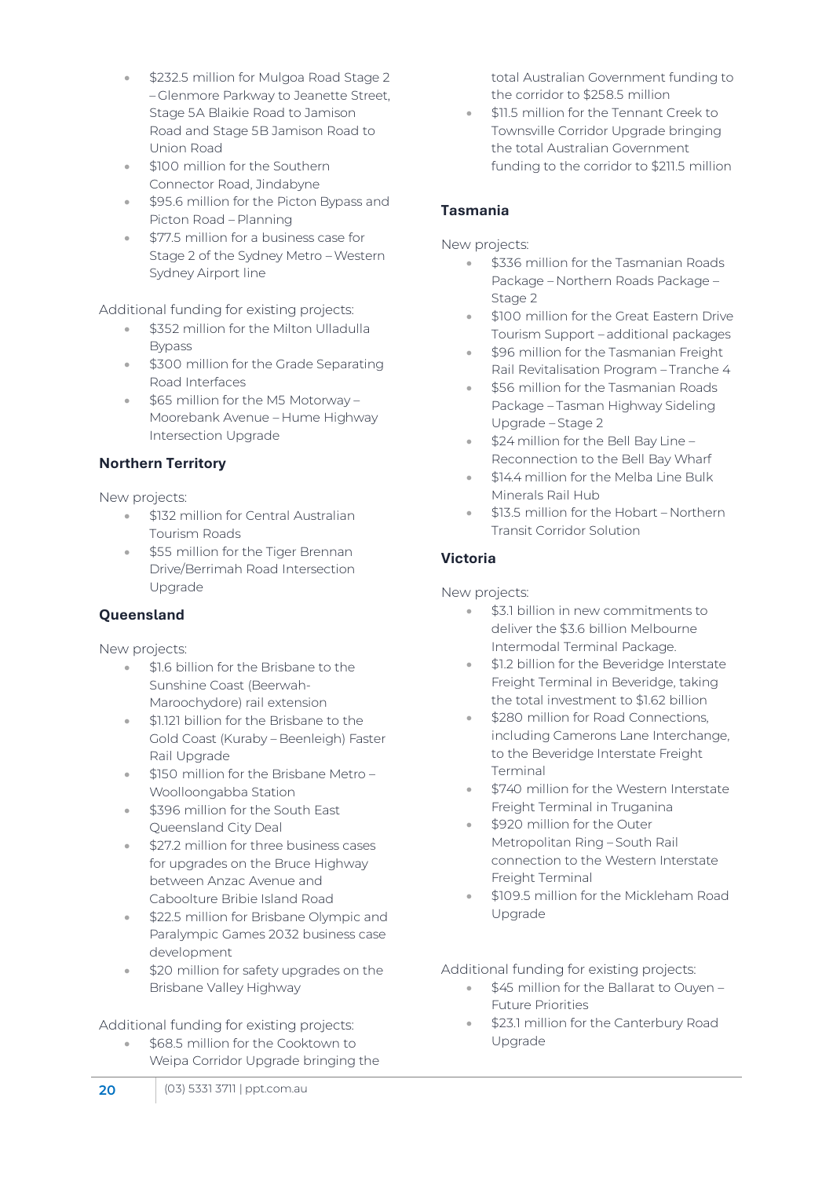- $232.5 million for Mulgoa Road Stage 2 – Glenmore Parkway to Jeanette Street, Stage 5A Blaikie Road to Jamison Road and Stage 5B Jamison Road to Union Road
- $100 million for the Southern Connector Road, Jindabyne
- $95.6 million for the Picton Bypass and Picton Road – Planning
- $77.5 million for a business case for Stage 2 of the Sydney Metro – Western Sydney Airport line

Additional funding for existing projects:

- $352 million for the Milton Ulladulla Bypass
- $300 million for the Grade Separating Road Interfaces
- $65 million for the M5 Motorway – Moorebank Avenue – Hume Highway Intersection Upgrade

**Northern Territory**

New projects:

- $132 million for Central Australian Tourism Roads
- $55 million for the Tiger Brennan Drive/Berrimah Road Intersection Upgrade

**Queensland**

New projects:

- $1.6 billion for the Brisbane to the Sunshine Coast (Beerwah-Maroochydore) rail extension
- $1.121 billion for the Brisbane to the Gold Coast (Kuraby – Beenleigh) Faster Rail Upgrade
- $150 million for the Brisbane Metro – Woolloongabba Station
- $396 million for the South East Queensland City Deal
- $27.2 million for three business cases for upgrades on the Bruce Highway between Anzac Avenue and Caboolture Bribie Island Road
- $22.5 million for Brisbane Olympic and Paralympic Games 2032 business case development
- $20 million for safety upgrades on the Brisbane Valley Highway

Additional funding for existing projects:

- $68.5 million for the Cooktown to Weipa Corridor Upgrade bringing the total Australian Government funding to the corridor to $258.5 million
- $11.5 million for the Tennant Creek to Townsville Corridor Upgrade bringing the total Australian Government funding to the corridor to $211.5 million

**Tasmania**

New projects:

- $336 million for the Tasmanian Roads Package – Northern Roads Package – Stage 2
- $100 million for the Great Eastern Drive Tourism Support – additional packages
- $96 million for the Tasmanian Freight Rail Revitalisation Program – Tranche 4
- $56 million for the Tasmanian Roads Package – Tasman Highway Sideling Upgrade – Stage 2
- $24 million for the Bell Bay Line – Reconnection to the Bell Bay Wharf
- $14.4 million for the Melba Line Bulk Minerals Rail Hub
- $13.5 million for the Hobart – Northern Transit Corridor Solution

**Victoria**

New projects:

- $3.1 billion in new commitments to deliver the $3.6 billion Melbourne Intermodal Terminal Package.
- $1.2 billion for the Beveridge Interstate Freight Terminal in Beveridge, taking the total investment to $1.62 billion
- $280 million for Road Connections, including Camerons Lane Interchange, to the Beveridge Interstate Freight Terminal
- $740 million for the Western Interstate Freight Terminal in Truganina
- $920 million for the Outer Metropolitan Ring – South Rail connection to the Western Interstate Freight Terminal
- $109.5 million for the Mickleham Road Upgrade

Additional funding for existing projects:

- $45 million for the Ballarat to Ouyen – Future Priorities
- $23.1 million for the Canterbury Road Upgrade

(03) 5331 3711 | ppt.com.au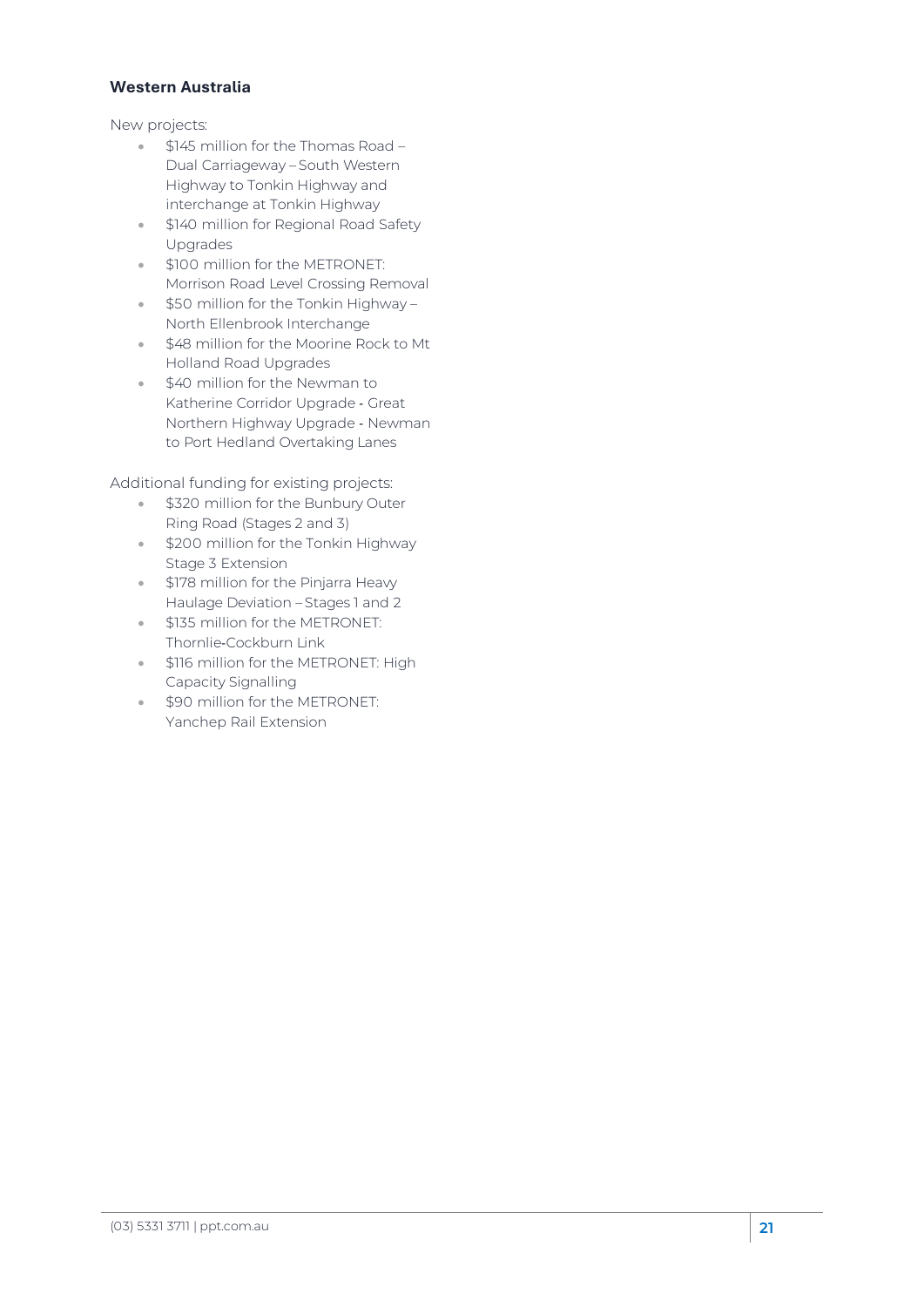### Western Australia

New projects:

- $145 million for the Thomas Road – Dual Carriageway – South Western Highway to Tonkin Highway and interchange at Tonkin Highway
- $140 million for Regional Road Safety Upgrades
- $100 million for the METRONET: Morrison Road Level Crossing Removal
- $50 million for the Tonkin Highway – North Ellenbrook Interchange
- $48 million for the Moorine Rock to Mt Holland Road Upgrades
- $40 million for the Newman to Katherine Corridor Upgrade - Great Northern Highway Upgrade - Newman to Port Hedland Overtaking Lanes

Additional funding for existing projects:

- $320 million for the Bunbury Outer Ring Road (Stages 2 and 3)
- $200 million for the Tonkin Highway Stage 3 Extension
- $178 million for the Pinjarra Heavy Haulage Deviation – Stages 1 and 2
- $135 million for the METRONET: Thornlie-Cockburn Link
- $116 million for the METRONET: High Capacity Signalling
- $90 million for the METRONET: Yanchep Rail Extension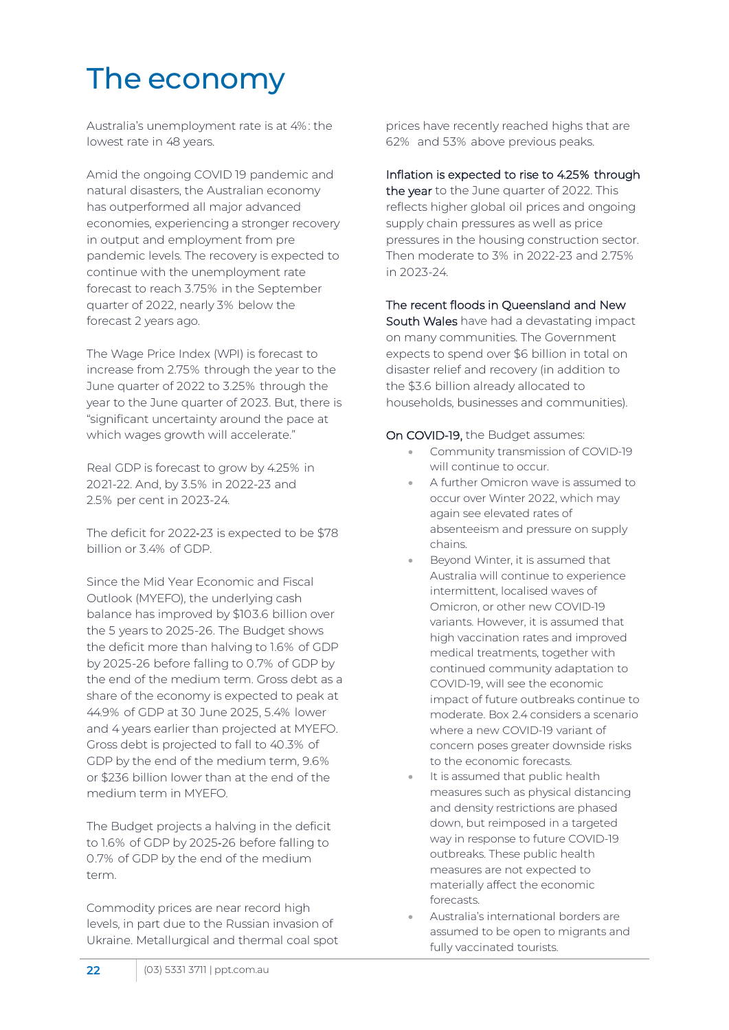# The economy

Australia's unemployment rate is at 4%: the lowest rate in 48 years.

Amid the ongoing COVID 19 pandemic and natural disasters, the Australian economy has outperformed all major advanced economies, experiencing a stronger recovery in output and employment from pre pandemic levels. The recovery is expected to continue with the unemployment rate forecast to reach 3.75% in the September quarter of 2022, nearly 3% below the forecast 2 years ago.

The Wage Price Index (WPI) is forecast to increase from 2.75% through the year to the June quarter of 2022 to 3.25% through the year to the June quarter of 2023. But, there is "significant uncertainty around the pace at which wages growth will accelerate."

Real GDP is forecast to grow by 4.25% in 2021-22. And, by 3.5% in 2022-23 and 2.5% per cent in 2023-24.

The deficit for 2022-23 is expected to be $78 billion or 3.4% of GDP.

Since the Mid Year Economic and Fiscal Outlook (MYEFO), the underlying cash balance has improved by $103.6 billion over the 5 years to 2025-26. The Budget shows the deficit more than halving to 1.6% of GDP by 2025-26 before falling to 0.7% of GDP by the end of the medium term. Gross debt as a share of the economy is expected to peak at 44.9% of GDP at 30 June 2025, 5.4% lower and 4 years earlier than projected at MYEFO. Gross debt is projected to fall to 40.3% of GDP by the end of the medium term, 9.6% or $236 billion lower than at the end of the medium term in MYEFO.

The Budget projects a halving in the deficit to 1.6% of GDP by 2025-26 before falling to 0.7% of GDP by the end of the medium term.

Commodity prices are near record high levels, in part due to the Russian invasion of Ukraine. Metallurgical and thermal coal spot prices have recently reached highs that are 62% and 53% above previous peaks.

Inflation is expected to rise to 4.25% through the year to the June quarter of 2022. This reflects higher global oil prices and ongoing supply chain pressures as well as price pressures in the housing construction sector. Then moderate to 3% in 2022-23 and 2.75% in 2023-24.

The recent floods in Queensland and New South Wales have had a devastating impact on many communities. The Government expects to spend over $6 billion in total on disaster relief and recovery (in addition to the $3.6 billion already allocated to households, businesses and communities).

On COVID-19, the Budget assumes:

- Community transmission of COVID-19 will continue to occur.
- A further Omicron wave is assumed to occur over Winter 2022, which may again see elevated rates of absenteeism and pressure on supply chains.
- Beyond Winter, it is assumed that Australia will continue to experience intermittent, localised waves of Omicron, or other new COVID-19 variants. However, it is assumed that high vaccination rates and improved medical treatments, together with continued community adaptation to COVID-19, will see the economic impact of future outbreaks continue to moderate. Box 2.4 considers a scenario where a new COVID-19 variant of concern poses greater downside risks to the economic forecasts.
- It is assumed that public health measures such as physical distancing and density restrictions are phased down, but reimposed in a targeted way in response to future COVID-19 outbreaks. These public health measures are not expected to materially affect the economic forecasts.
- Australia's international borders are assumed to be open to migrants and fully vaccinated tourists.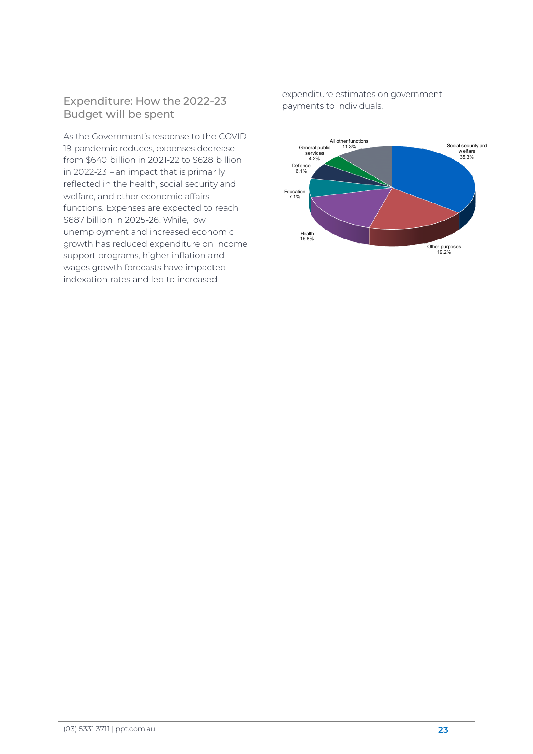## Expenditure: How the 2022-23 Budget will be spent

As the Government's response to the COVID-19 pandemic reduces, expenses decrease from $640 billion in 2021-22 to $628 billion in 2022-23 – an impact that is primarily reflected in the health, social security and welfare, and other economic affairs functions. Expenses are expected to reach $687 billion in 2025-26. While, low unemployment and increased economic growth has reduced expenditure on income support programs, higher inflation and wages growth forecasts have impacted indexation rates and led to increased expenditure estimates on government payments to individuals.

All other functions
11.3%

General public services
4.2%

Defence
6.1%

Education
7.1%

Health
16.8%

Other purposes
19.2%

Social security and welfare
35.3%